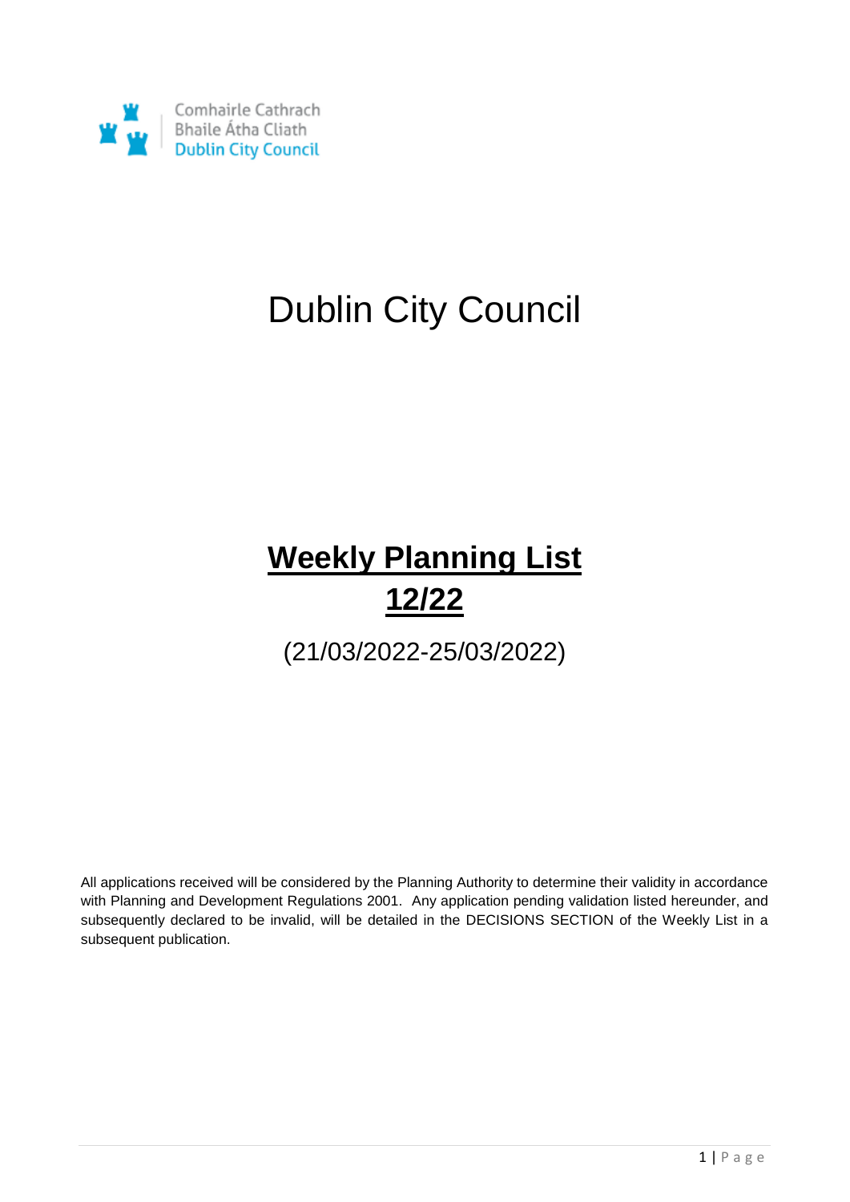Comhairle Cathrach
Bhaile Átha Cliath
Dublin City Council

# Dublin City Council

# **Weekly Planning List 12/22**

(21/03/2022-25/03/2022)

All applications received will be considered by the Planning Authority to determine their validity in accordance with Planning and Development Regulations 2001. Any application pending validation listed hereunder, and subsequently declared to be invalid, will be detailed in the DECISIONS SECTION of the Weekly List in a subsequent publication.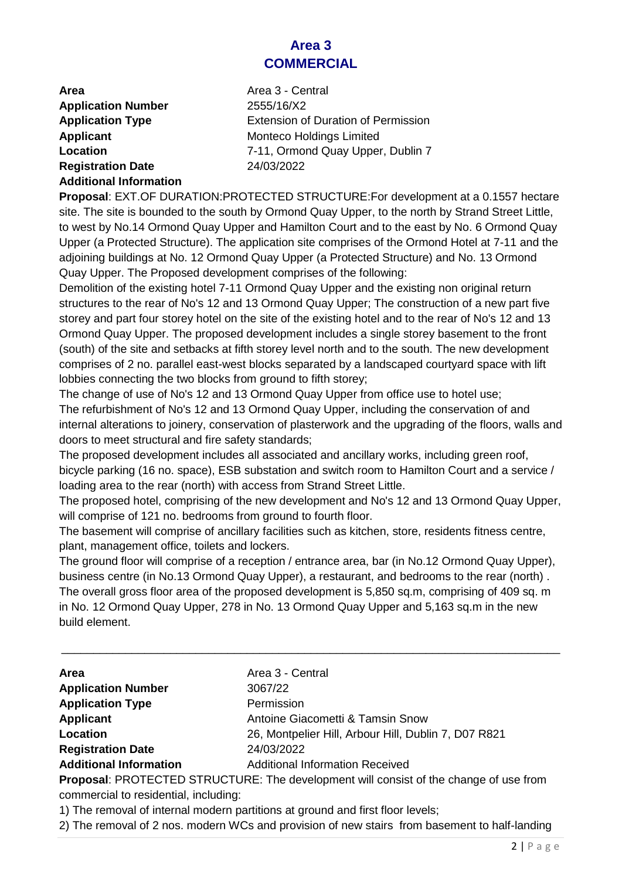# Area 3
# COMMERCIAL

**Area** Area 3 - Central
**Application Number** 2555/16/X2
**Application Type** Extension of Duration of Permission
**Applicant** Monteco Holdings Limited
**Location** 7-11, Ormond Quay Upper, Dublin 7
**Registration Date** 24/03/2022
**Additional Information**

**Proposal**: EXT.OF DURATION:PROTECTED STRUCTURE:For development at a 0.1557 hectare site. The site is bounded to the south by Ormond Quay Upper, to the north by Strand Street Little, to west by No.14 Ormond Quay Upper and Hamilton Court and to the east by No. 6 Ormond Quay Upper (a Protected Structure). The application site comprises of the Ormond Hotel at 7-11 and the adjoining buildings at No. 12 Ormond Quay Upper (a Protected Structure) and No. 13 Ormond Quay Upper. The Proposed development comprises of the following:

Demolition of the existing hotel 7-11 Ormond Quay Upper and the existing non original return structures to the rear of No's 12 and 13 Ormond Quay Upper; The construction of a new part five storey and part four storey hotel on the site of the existing hotel and to the rear of No's 12 and 13 Ormond Quay Upper. The proposed development includes a single storey basement to the front (south) of the site and setbacks at fifth storey level north and to the south. The new development comprises of 2 no. parallel east-west blocks separated by a landscaped courtyard space with lift lobbies connecting the two blocks from ground to fifth storey;

The change of use of No's 12 and 13 Ormond Quay Upper from office use to hotel use;

The refurbishment of No's 12 and 13 Ormond Quay Upper, including the conservation of and internal alterations to joinery, conservation of plasterwork and the upgrading of the floors, walls and doors to meet structural and fire safety standards;

The proposed development includes all associated and ancillary works, including green roof, bicycle parking (16 no. space), ESB substation and switch room to Hamilton Court and a service / loading area to the rear (north) with access from Strand Street Little.

The proposed hotel, comprising of the new development and No's 12 and 13 Ormond Quay Upper, will comprise of 121 no. bedrooms from ground to fourth floor.

The basement will comprise of ancillary facilities such as kitchen, store, residents fitness centre, plant, management office, toilets and lockers.

The ground floor will comprise of a reception / entrance area, bar (in No.12 Ormond Quay Upper), business centre (in No.13 Ormond Quay Upper), a restaurant, and bedrooms to the rear (north) . The overall gross floor area of the proposed development is 5,850 sq.m, comprising of 409 sq. m in No. 12 Ormond Quay Upper, 278 in No. 13 Ormond Quay Upper and 5,163 sq.m in the new build element.

---

**Area** Area 3 - Central
**Application Number** 3067/22
**Application Type** Permission
**Applicant** Antoine Giacometti & Tamsin Snow
**Location** 26, Montpelier Hill, Arbour Hill, Dublin 7, D07 R821
**Registration Date** 24/03/2022
**Additional Information** Additional Information Received

**Proposal**: PROTECTED STRUCTURE: The development will consist of the change of use from commercial to residential, including:

1) The removal of internal modern partitions at ground and first floor levels;
2) The removal of 2 nos. modern WCs and provision of new stairs from basement to half-landing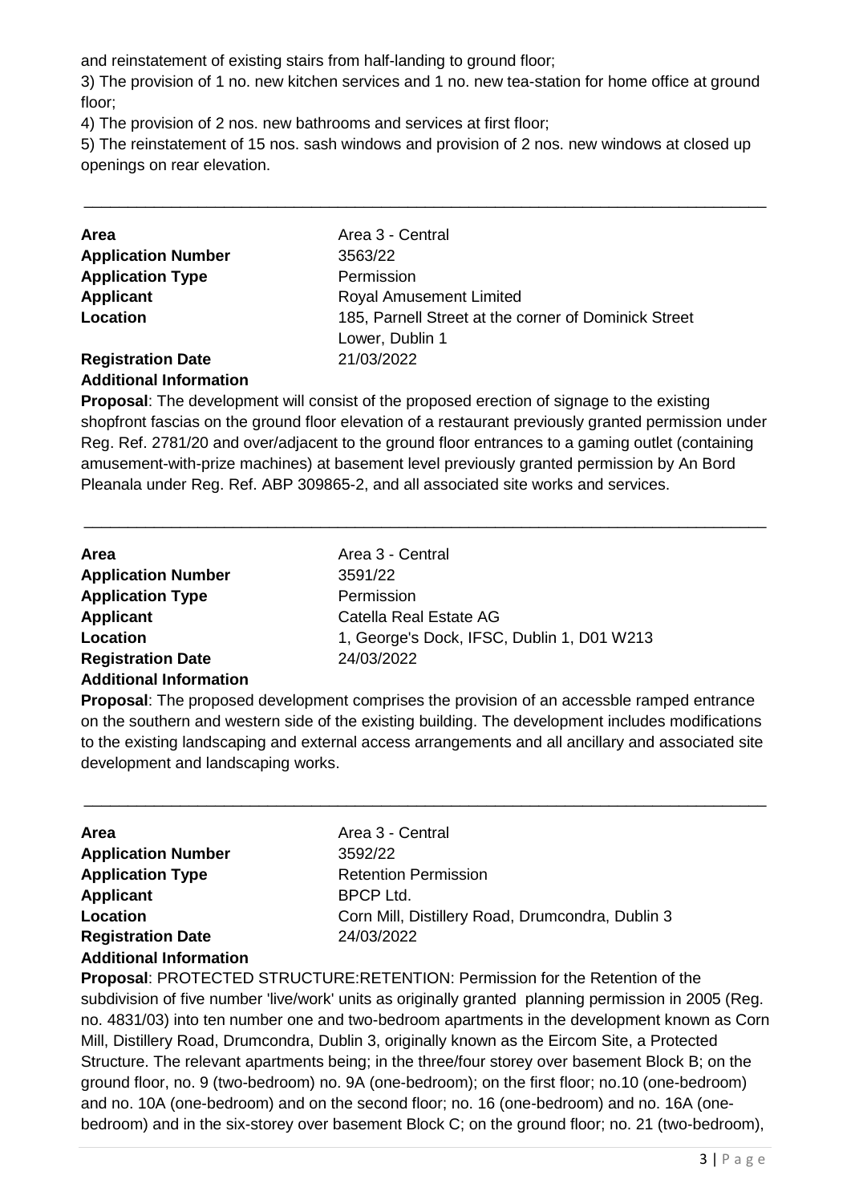and reinstatement of existing stairs from half-landing to ground floor;

3) The provision of 1 no. new kitchen services and 1 no. new tea-station for home office at ground floor;

4) The provision of 2 nos. new bathrooms and services at first floor;

5) The reinstatement of 15 nos. sash windows and provision of 2 nos. new windows at closed up openings on rear elevation.

---

| | |
|---|---|
| **Area** | Area 3 - Central |
| **Application Number** | 3563/22 |
| **Application Type** | Permission |
| **Applicant** | Royal Amusement Limited |
| **Location** | 185, Parnell Street at the corner of Dominick Street Lower, Dublin 1 |
| **Registration Date** | 21/03/2022 |

**Additional Information**

**Proposal**: The development will consist of the proposed erection of signage to the existing shopfront fascias on the ground floor elevation of a restaurant previously granted permission under Reg. Ref. 2781/20 and over/adjacent to the ground floor entrances to a gaming outlet (containing amusement-with-prize machines) at basement level previously granted permission by An Bord Pleanala under Reg. Ref. ABP 309865-2, and all associated site works and services.

---

| | |
|---|---|
| **Area** | Area 3 - Central |
| **Application Number** | 3591/22 |
| **Application Type** | Permission |
| **Applicant** | Catella Real Estate AG |
| **Location** | 1, George's Dock, IFSC, Dublin 1, D01 W213 |
| **Registration Date** | 24/03/2022 |

**Additional Information**

**Proposal**: The proposed development comprises the provision of an accessble ramped entrance on the southern and western side of the existing building. The development includes modifications to the existing landscaping and external access arrangements and all ancillary and associated site development and landscaping works.

---

| | |
|---|---|
| **Area** | Area 3 - Central |
| **Application Number** | 3592/22 |
| **Application Type** | Retention Permission |
| **Applicant** | BPCP Ltd. |
| **Location** | Corn Mill, Distillery Road, Drumcondra, Dublin 3 |
| **Registration Date** | 24/03/2022 |

**Additional Information**

**Proposal**: PROTECTED STRUCTURE:RETENTION: Permission for the Retention of the subdivision of five number 'live/work' units as originally granted planning permission in 2005 (Reg. no. 4831/03) into ten number one and two-bedroom apartments in the development known as Corn Mill, Distillery Road, Drumcondra, Dublin 3, originally known as the Eircom Site, a Protected Structure. The relevant apartments being; in the three/four storey over basement Block B; on the ground floor, no. 9 (two-bedroom) no. 9A (one-bedroom); on the first floor; no.10 (one-bedroom) and no. 10A (one-bedroom) and on the second floor; no. 16 (one-bedroom) and no. 16A (one-bedroom) and in the six-storey over basement Block C; on the ground floor; no. 21 (two-bedroom),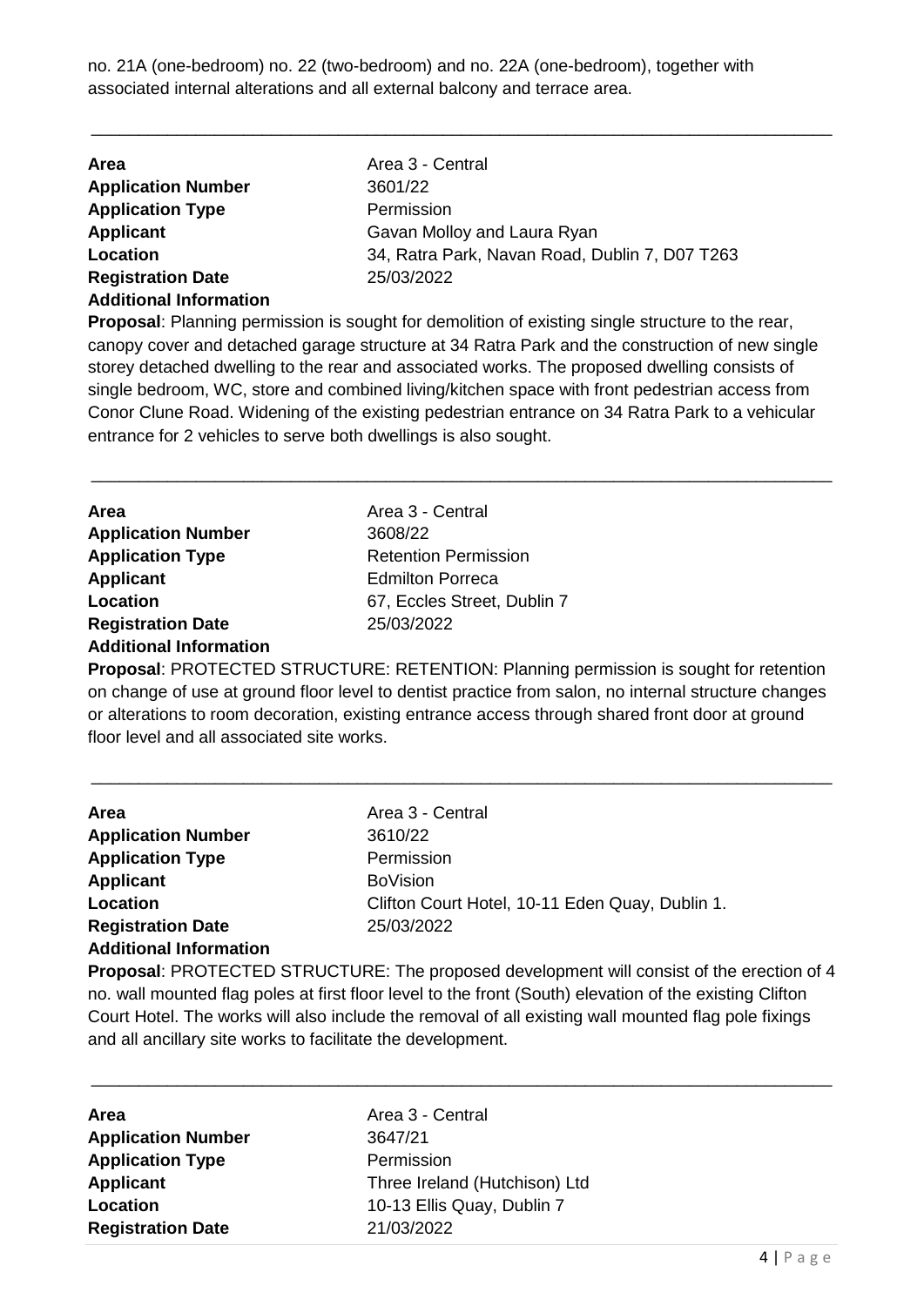no. 21A (one-bedroom) no. 22 (two-bedroom) and no. 22A (one-bedroom), together with associated internal alterations and all external balcony and terrace area.

---

**Area** Area 3 - Central
**Application Number** 3601/22
**Application Type** Permission
**Applicant** Gavan Molloy and Laura Ryan
**Location** 34, Ratra Park, Navan Road, Dublin 7, D07 T263
**Registration Date** 25/03/2022
**Additional Information**

**Proposal**: Planning permission is sought for demolition of existing single structure to the rear, canopy cover and detached garage structure at 34 Ratra Park and the construction of new single storey detached dwelling to the rear and associated works. The proposed dwelling consists of single bedroom, WC, store and combined living/kitchen space with front pedestrian access from Conor Clune Road. Widening of the existing pedestrian entrance on 34 Ratra Park to a vehicular entrance for 2 vehicles to serve both dwellings is also sought.

---

**Area** Area 3 - Central
**Application Number** 3608/22
**Application Type** Retention Permission
**Applicant** Edmilton Porreca
**Location** 67, Eccles Street, Dublin 7
**Registration Date** 25/03/2022
**Additional Information**

**Proposal**: PROTECTED STRUCTURE: RETENTION: Planning permission is sought for retention on change of use at ground floor level to dentist practice from salon, no internal structure changes or alterations to room decoration, existing entrance access through shared front door at ground floor level and all associated site works.

---

**Area** Area 3 - Central
**Application Number** 3610/22
**Application Type** Permission
**Applicant** BoVision
**Location** Clifton Court Hotel, 10-11 Eden Quay, Dublin 1.
**Registration Date** 25/03/2022
**Additional Information**

**Proposal**: PROTECTED STRUCTURE: The proposed development will consist of the erection of 4 no. wall mounted flag poles at first floor level to the front (South) elevation of the existing Clifton Court Hotel. The works will also include the removal of all existing wall mounted flag pole fixings and all ancillary site works to facilitate the development.

---

**Area** Area 3 - Central
**Application Number** 3647/21
**Application Type** Permission
**Applicant** Three Ireland (Hutchison) Ltd
**Location** 10-13 Ellis Quay, Dublin 7
**Registration Date** 21/03/2022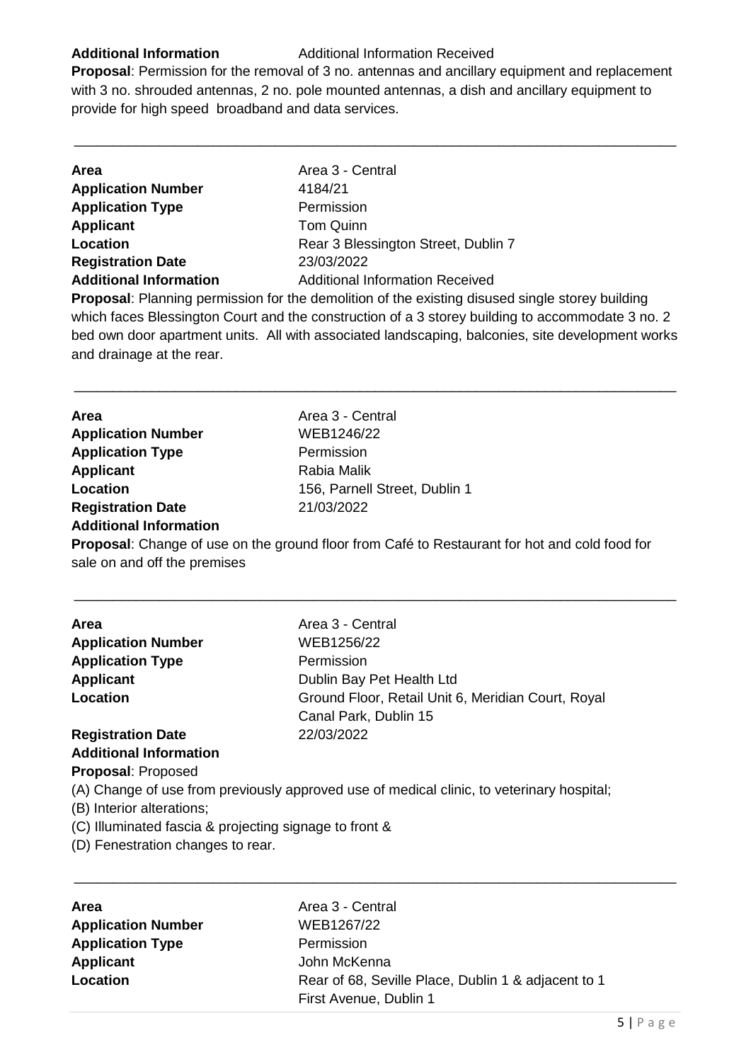**Additional Information** Additional Information Received

**Proposal**: Permission for the removal of 3 no. antennas and ancillary equipment and replacement with 3 no. shrouded antennas, 2 no. pole mounted antennas, a dish and ancillary equipment to provide for high speed broadband and data services.

---

**Area** Area 3 - Central
**Application Number** 4184/21
**Application Type** Permission
**Applicant** Tom Quinn
**Location** Rear 3 Blessington Street, Dublin 7
**Registration Date** 23/03/2022
**Additional Information** Additional Information Received

**Proposal**: Planning permission for the demolition of the existing disused single storey building which faces Blessington Court and the construction of a 3 storey building to accommodate 3 no. 2 bed own door apartment units. All with associated landscaping, balconies, site development works and drainage at the rear.

---

**Area** Area 3 - Central
**Application Number** WEB1246/22
**Application Type** Permission
**Applicant** Rabia Malik
**Location** 156, Parnell Street, Dublin 1
**Registration Date** 21/03/2022
**Additional Information**

**Proposal**: Change of use on the ground floor from Café to Restaurant for hot and cold food for sale on and off the premises

---

**Area** Area 3 - Central
**Application Number** WEB1256/22
**Application Type** Permission
**Applicant** Dublin Bay Pet Health Ltd
**Location** Ground Floor, Retail Unit 6, Meridian Court, Royal Canal Park, Dublin 15
**Registration Date** 22/03/2022
**Additional Information**

**Proposal**: Proposed

(A) Change of use from previously approved use of medical clinic, to veterinary hospital;

(B) Interior alterations;

(C) Illuminated fascia & projecting signage to front &

(D) Fenestration changes to rear.

---

**Area** Area 3 - Central
**Application Number** WEB1267/22
**Application Type** Permission
**Applicant** John McKenna
**Location** Rear of 68, Seville Place, Dublin 1 & adjacent to 1 First Avenue, Dublin 1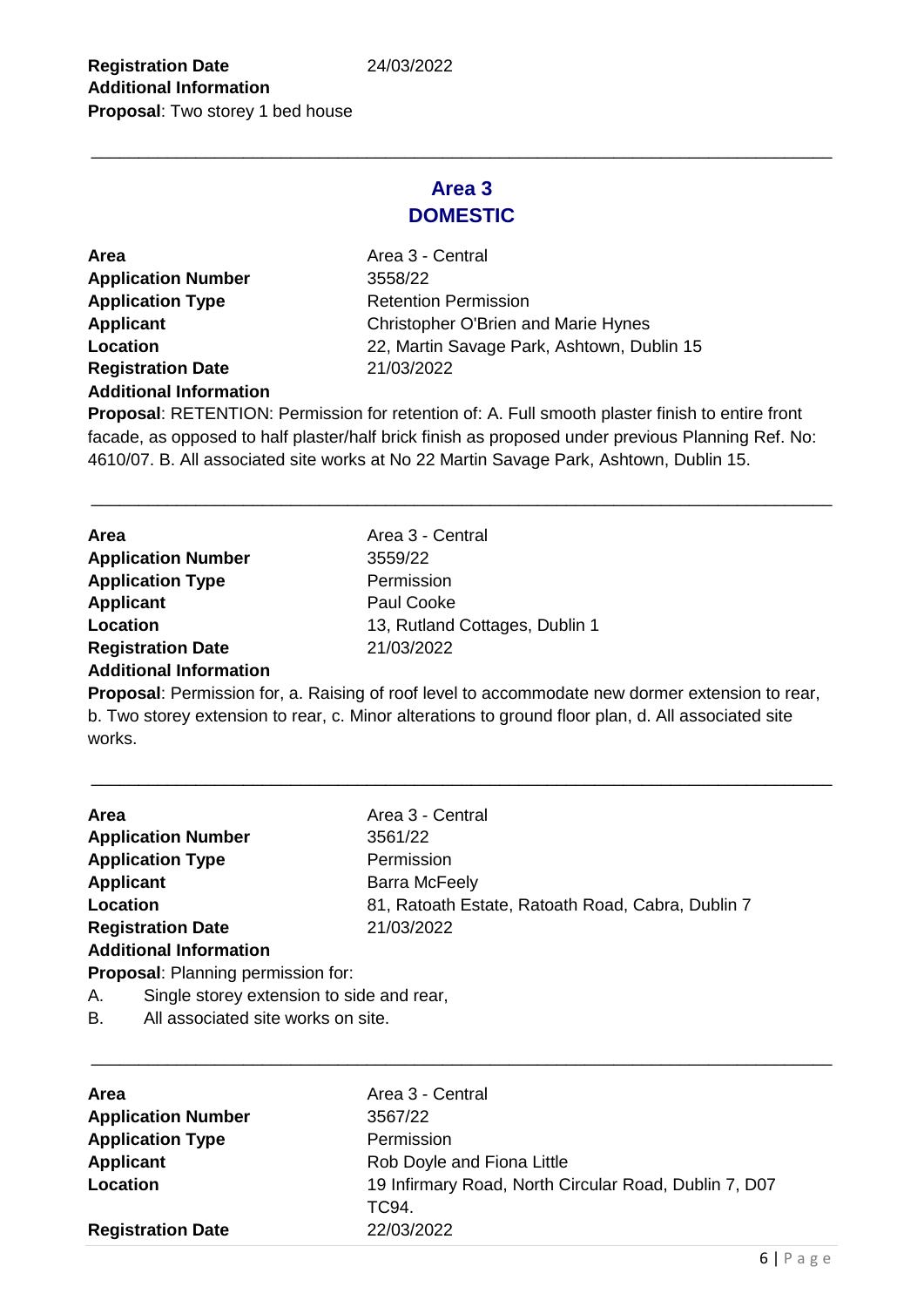**Registration Date** 24/03/2022
**Additional Information**
**Proposal**: Two storey 1 bed house

---

## Area 3
## DOMESTIC

**Area** Area 3 - Central
**Application Number** 3558/22
**Application Type** Retention Permission
**Applicant** Christopher O'Brien and Marie Hynes
**Location** 22, Martin Savage Park, Ashtown, Dublin 15
**Registration Date** 21/03/2022
**Additional Information**
**Proposal**: RETENTION: Permission for retention of: A. Full smooth plaster finish to entire front facade, as opposed to half plaster/half brick finish as proposed under previous Planning Ref. No: 4610/07. B. All associated site works at No 22 Martin Savage Park, Ashtown, Dublin 15.

---

**Area** Area 3 - Central
**Application Number** 3559/22
**Application Type** Permission
**Applicant** Paul Cooke
**Location** 13, Rutland Cottages, Dublin 1
**Registration Date** 21/03/2022
**Additional Information**
**Proposal**: Permission for, a. Raising of roof level to accommodate new dormer extension to rear, b. Two storey extension to rear, c. Minor alterations to ground floor plan, d. All associated site works.

---

**Area** Area 3 - Central
**Application Number** 3561/22
**Application Type** Permission
**Applicant** Barra McFeely
**Location** 81, Ratoath Estate, Ratoath Road, Cabra, Dublin 7
**Registration Date** 21/03/2022
**Additional Information**
**Proposal**: Planning permission for:

A. Single storey extension to side and rear,
B. All associated site works on site.

---

**Area** Area 3 - Central
**Application Number** 3567/22
**Application Type** Permission
**Applicant** Rob Doyle and Fiona Little
**Location** 19 Infirmary Road, North Circular Road, Dublin 7, D07 TC94.
**Registration Date** 22/03/2022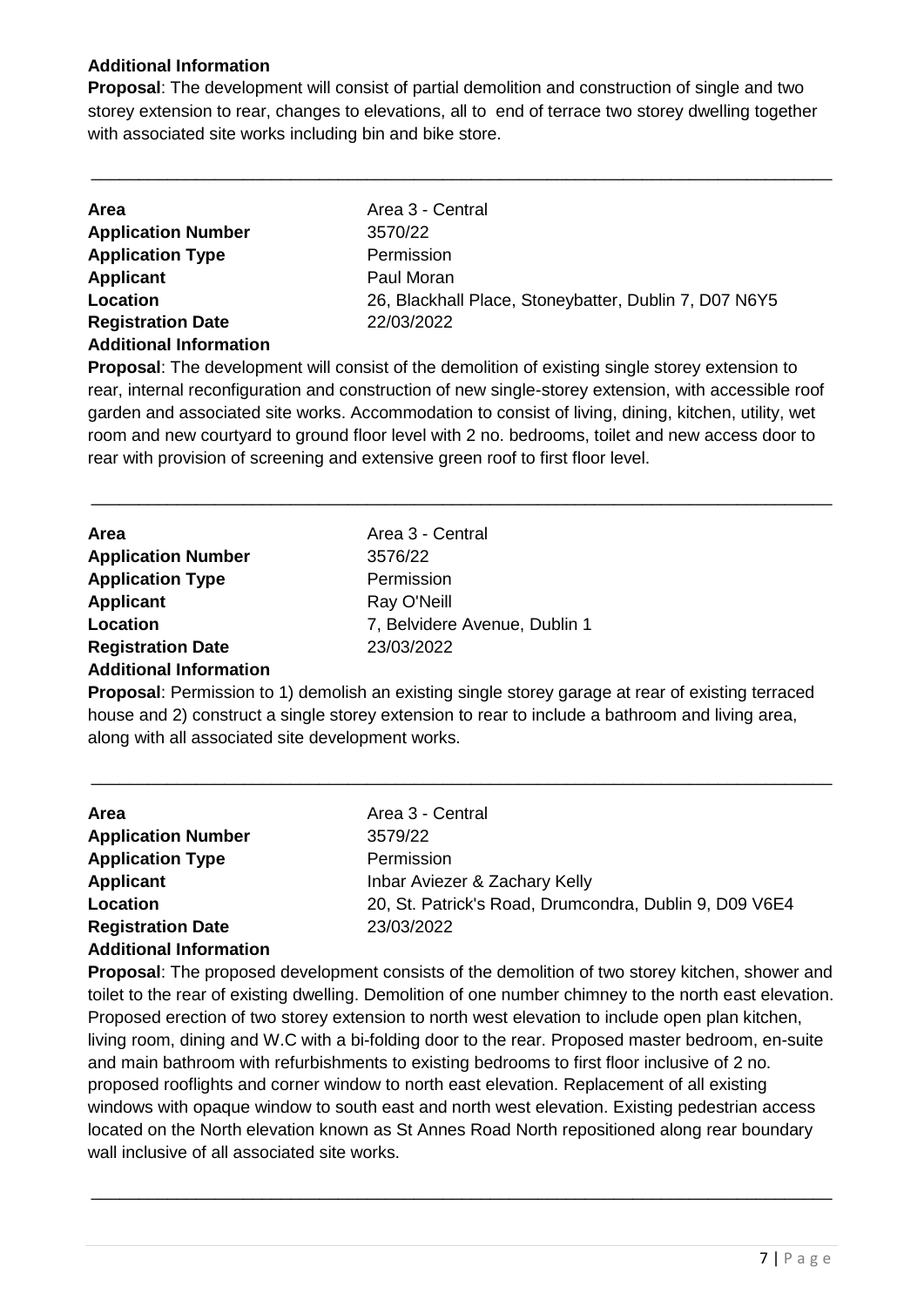**Additional Information**

**Proposal**: The development will consist of partial demolition and construction of single and two storey extension to rear, changes to elevations, all to end of terrace two storey dwelling together with associated site works including bin and bike store.

---

| | |
|---|---|
| **Area** | Area 3 - Central |
| **Application Number** | 3570/22 |
| **Application Type** | Permission |
| **Applicant** | Paul Moran |
| **Location** | 26, Blackhall Place, Stoneybatter, Dublin 7, D07 N6Y5 |
| **Registration Date** | 22/03/2022 |

**Additional Information**

**Proposal**: The development will consist of the demolition of existing single storey extension to rear, internal reconfiguration and construction of new single-storey extension, with accessible roof garden and associated site works. Accommodation to consist of living, dining, kitchen, utility, wet room and new courtyard to ground floor level with 2 no. bedrooms, toilet and new access door to rear with provision of screening and extensive green roof to first floor level.

---

| | |
|---|---|
| **Area** | Area 3 - Central |
| **Application Number** | 3576/22 |
| **Application Type** | Permission |
| **Applicant** | Ray O'Neill |
| **Location** | 7, Belvidere Avenue, Dublin 1 |
| **Registration Date** | 23/03/2022 |

**Additional Information**

**Proposal**: Permission to 1) demolish an existing single storey garage at rear of existing terraced house and 2) construct a single storey extension to rear to include a bathroom and living area, along with all associated site development works.

---

| | |
|---|---|
| **Area** | Area 3 - Central |
| **Application Number** | 3579/22 |
| **Application Type** | Permission |
| **Applicant** | Inbar Aviezer & Zachary Kelly |
| **Location** | 20, St. Patrick's Road, Drumcondra, Dublin 9, D09 V6E4 |
| **Registration Date** | 23/03/2022 |

**Additional Information**

**Proposal**: The proposed development consists of the demolition of two storey kitchen, shower and toilet to the rear of existing dwelling. Demolition of one number chimney to the north east elevation. Proposed erection of two storey extension to north west elevation to include open plan kitchen, living room, dining and W.C with a bi-folding door to the rear. Proposed master bedroom, en-suite and main bathroom with refurbishments to existing bedrooms to first floor inclusive of 2 no. proposed rooflights and corner window to north east elevation. Replacement of all existing windows with opaque window to south east and north west elevation. Existing pedestrian access located on the North elevation known as St Annes Road North repositioned along rear boundary wall inclusive of all associated site works.

---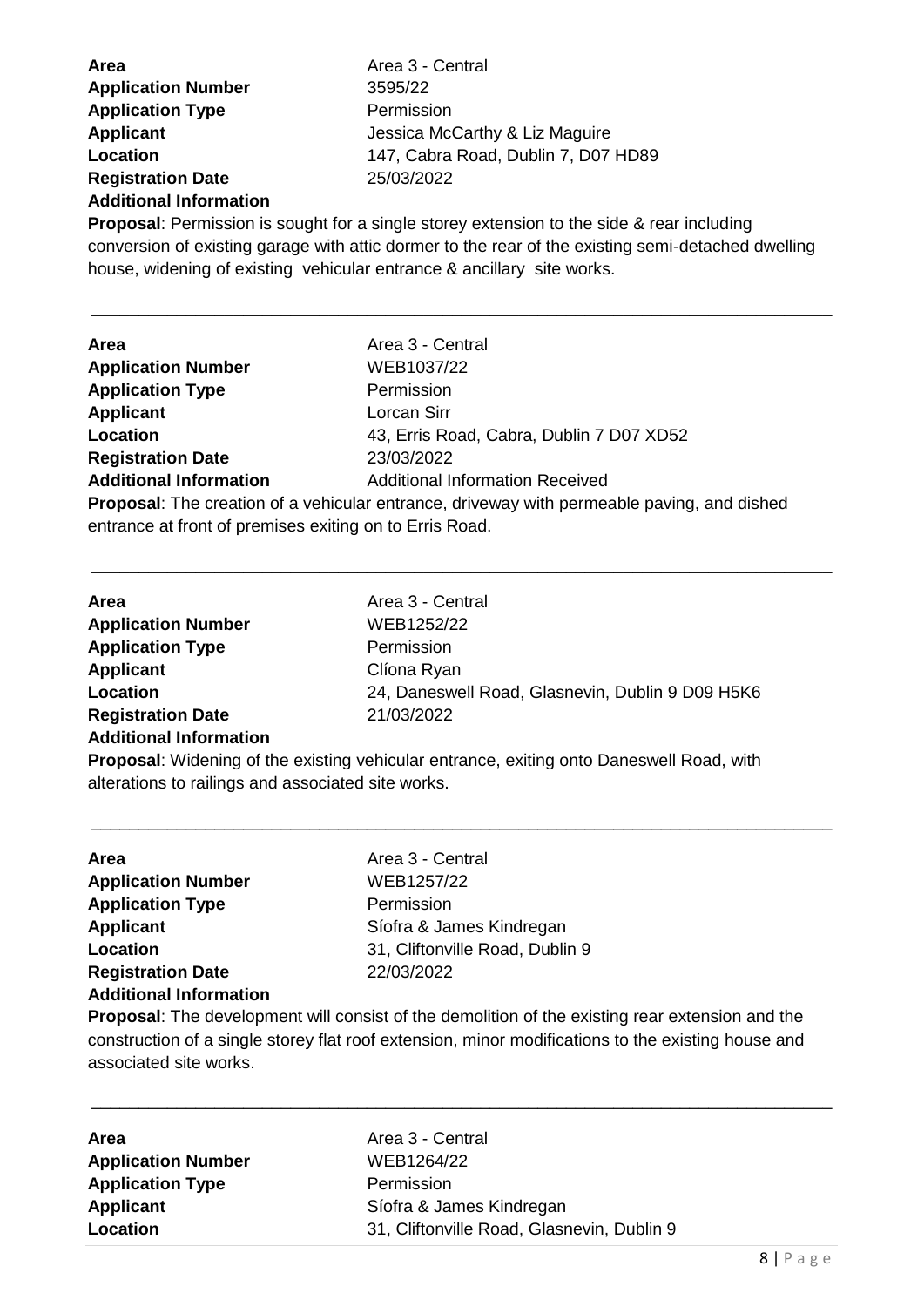**Area** Area 3 - Central
**Application Number** 3595/22
**Application Type** Permission
**Applicant** Jessica McCarthy & Liz Maguire
**Location** 147, Cabra Road, Dublin 7, D07 HD89
**Registration Date** 25/03/2022
**Additional Information**

**Proposal**: Permission is sought for a single storey extension to the side & rear including conversion of existing garage with attic dormer to the rear of the existing semi-detached dwelling house, widening of existing vehicular entrance & ancillary site works.

---

**Area** Area 3 - Central
**Application Number** WEB1037/22
**Application Type** Permission
**Applicant** Lorcan Sirr
**Location** 43, Erris Road, Cabra, Dublin 7 D07 XD52
**Registration Date** 23/03/2022
**Additional Information** Additional Information Received

**Proposal**: The creation of a vehicular entrance, driveway with permeable paving, and dished entrance at front of premises exiting on to Erris Road.

---

**Area** Area 3 - Central
**Application Number** WEB1252/22
**Application Type** Permission
**Applicant** Clíona Ryan
**Location** 24, Daneswell Road, Glasnevin, Dublin 9 D09 H5K6
**Registration Date** 21/03/2022
**Additional Information**

**Proposal**: Widening of the existing vehicular entrance, exiting onto Daneswell Road, with alterations to railings and associated site works.

---

**Area** Area 3 - Central
**Application Number** WEB1257/22
**Application Type** Permission
**Applicant** Síofra & James Kindregan
**Location** 31, Cliftonville Road, Dublin 9
**Registration Date** 22/03/2022
**Additional Information**

**Proposal**: The development will consist of the demolition of the existing rear extension and the construction of a single storey flat roof extension, minor modifications to the existing house and associated site works.

---

**Area** Area 3 - Central
**Application Number** WEB1264/22
**Application Type** Permission
**Applicant** Síofra & James Kindregan
**Location** 31, Cliftonville Road, Glasnevin, Dublin 9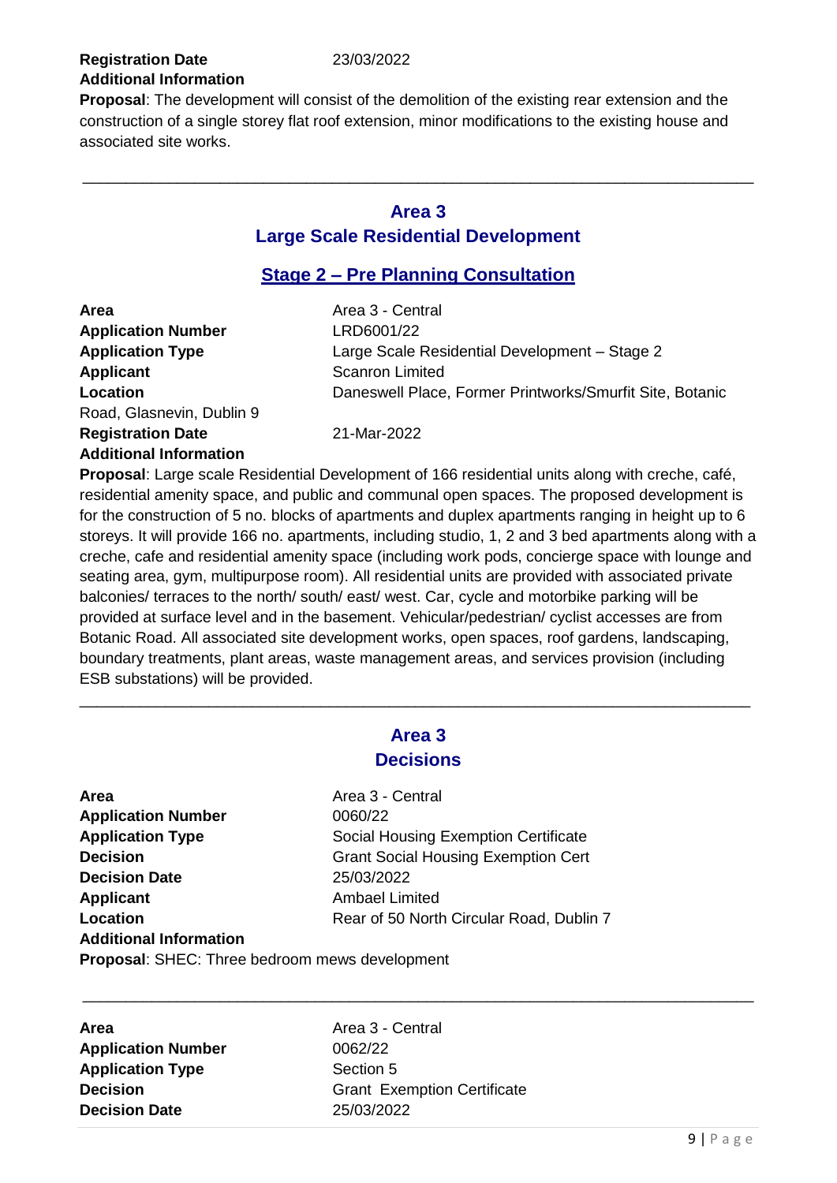**Registration Date** 23/03/2022
**Additional Information**
**Proposal**: The development will consist of the demolition of the existing rear extension and the construction of a single storey flat roof extension, minor modifications to the existing house and associated site works.

---

## Area 3
## Large Scale Residential Development

### Stage 2 – Pre Planning Consultation

**Area** Area 3 - Central
**Application Number** LRD6001/22
**Application Type** Large Scale Residential Development – Stage 2
**Applicant** Scanron Limited
**Location** Daneswell Place, Former Printworks/Smurfit Site, Botanic Road, Glasnevin, Dublin 9
**Registration Date** 21-Mar-2022
**Additional Information**
**Proposal**: Large scale Residential Development of 166 residential units along with creche, café, residential amenity space, and public and communal open spaces. The proposed development is for the construction of 5 no. blocks of apartments and duplex apartments ranging in height up to 6 storeys. It will provide 166 no. apartments, including studio, 1, 2 and 3 bed apartments along with a creche, cafe and residential amenity space (including work pods, concierge space with lounge and seating area, gym, multipurpose room). All residential units are provided with associated private balconies/ terraces to the north/ south/ east/ west. Car, cycle and motorbike parking will be provided at surface level and in the basement. Vehicular/pedestrian/ cyclist accesses are from Botanic Road. All associated site development works, open spaces, roof gardens, landscaping, boundary treatments, plant areas, waste management areas, and services provision (including ESB substations) will be provided.

---

## Area 3
## Decisions

**Area** Area 3 - Central
**Application Number** 0060/22
**Application Type** Social Housing Exemption Certificate
**Decision** Grant Social Housing Exemption Cert
**Decision Date** 25/03/2022
**Applicant** Ambael Limited
**Location** Rear of 50 North Circular Road, Dublin 7
**Additional Information**
**Proposal**: SHEC: Three bedroom mews development

---

**Area** Area 3 - Central
**Application Number** 0062/22
**Application Type** Section 5
**Decision** Grant Exemption Certificate
**Decision Date** 25/03/2022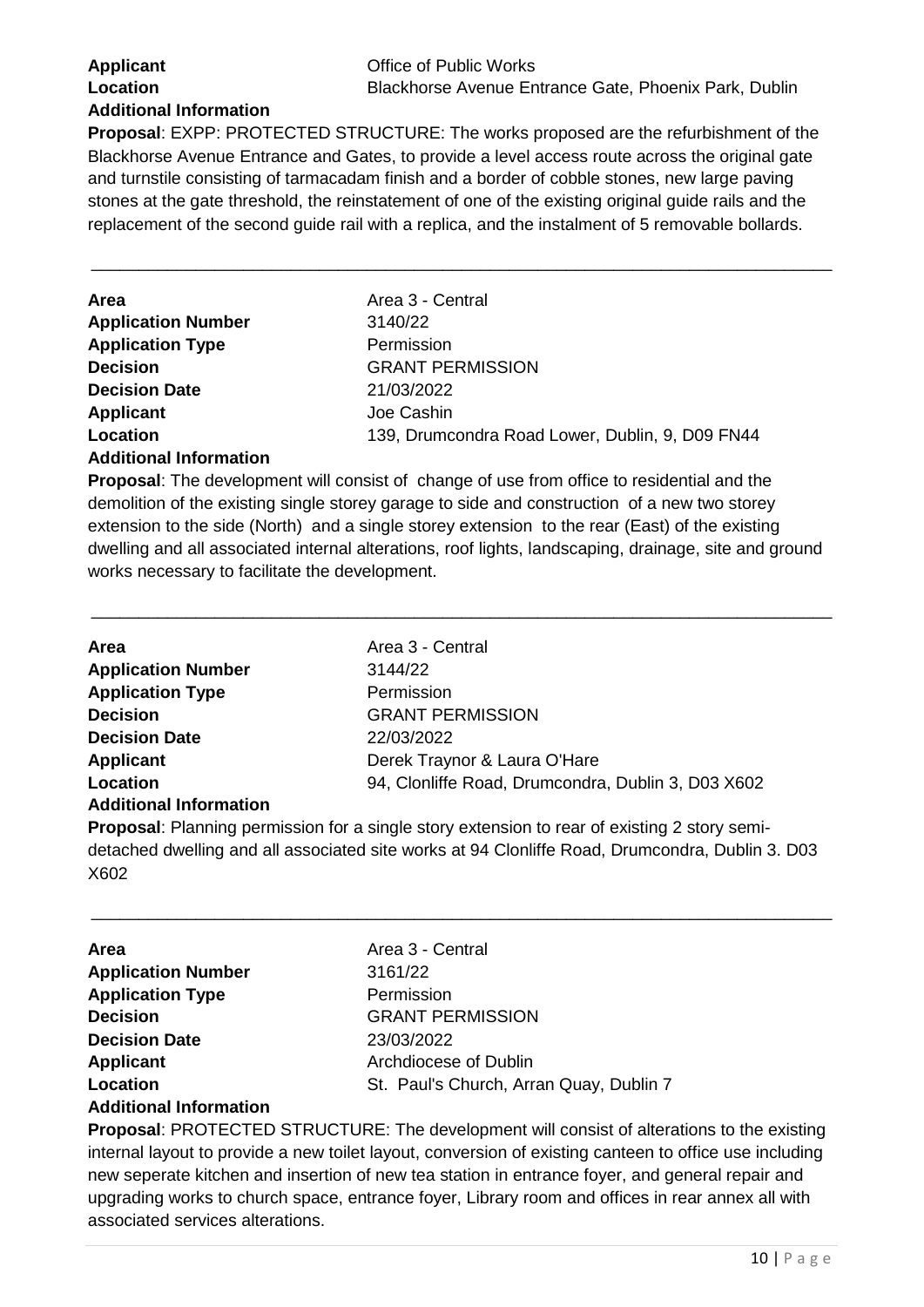**Applicant** Office of Public Works
**Location** Blackhorse Avenue Entrance Gate, Phoenix Park, Dublin
**Additional Information**
**Proposal**: EXPP: PROTECTED STRUCTURE: The works proposed are the refurbishment of the Blackhorse Avenue Entrance and Gates, to provide a level access route across the original gate and turnstile consisting of tarmacadam finish and a border of cobble stones, new large paving stones at the gate threshold, the reinstatement of one of the existing original guide rails and the replacement of the second guide rail with a replica, and the instalment of 5 removable bollards.

---

**Area** Area 3 - Central
**Application Number** 3140/22
**Application Type** Permission
**Decision** GRANT PERMISSION
**Decision Date** 21/03/2022
**Applicant** Joe Cashin
**Location** 139, Drumcondra Road Lower, Dublin, 9, D09 FN44
**Additional Information**
**Proposal**: The development will consist of change of use from office to residential and the demolition of the existing single storey garage to side and construction of a new two storey extension to the side (North) and a single storey extension to the rear (East) of the existing dwelling and all associated internal alterations, roof lights, landscaping, drainage, site and ground works necessary to facilitate the development.

---

**Area** Area 3 - Central
**Application Number** 3144/22
**Application Type** Permission
**Decision** GRANT PERMISSION
**Decision Date** 22/03/2022
**Applicant** Derek Traynor & Laura O'Hare
**Location** 94, Clonliffe Road, Drumcondra, Dublin 3, D03 X602
**Additional Information**
**Proposal**: Planning permission for a single story extension to rear of existing 2 story semi-detached dwelling and all associated site works at 94 Clonliffe Road, Drumcondra, Dublin 3. D03 X602

---

**Area** Area 3 - Central
**Application Number** 3161/22
**Application Type** Permission
**Decision** GRANT PERMISSION
**Decision Date** 23/03/2022
**Applicant** Archdiocese of Dublin
**Location** St. Paul's Church, Arran Quay, Dublin 7
**Additional Information**
**Proposal**: PROTECTED STRUCTURE: The development will consist of alterations to the existing internal layout to provide a new toilet layout, conversion of existing canteen to office use including new seperate kitchen and insertion of new tea station in entrance foyer, and general repair and upgrading works to church space, entrance foyer, Library room and offices in rear annex all with associated services alterations.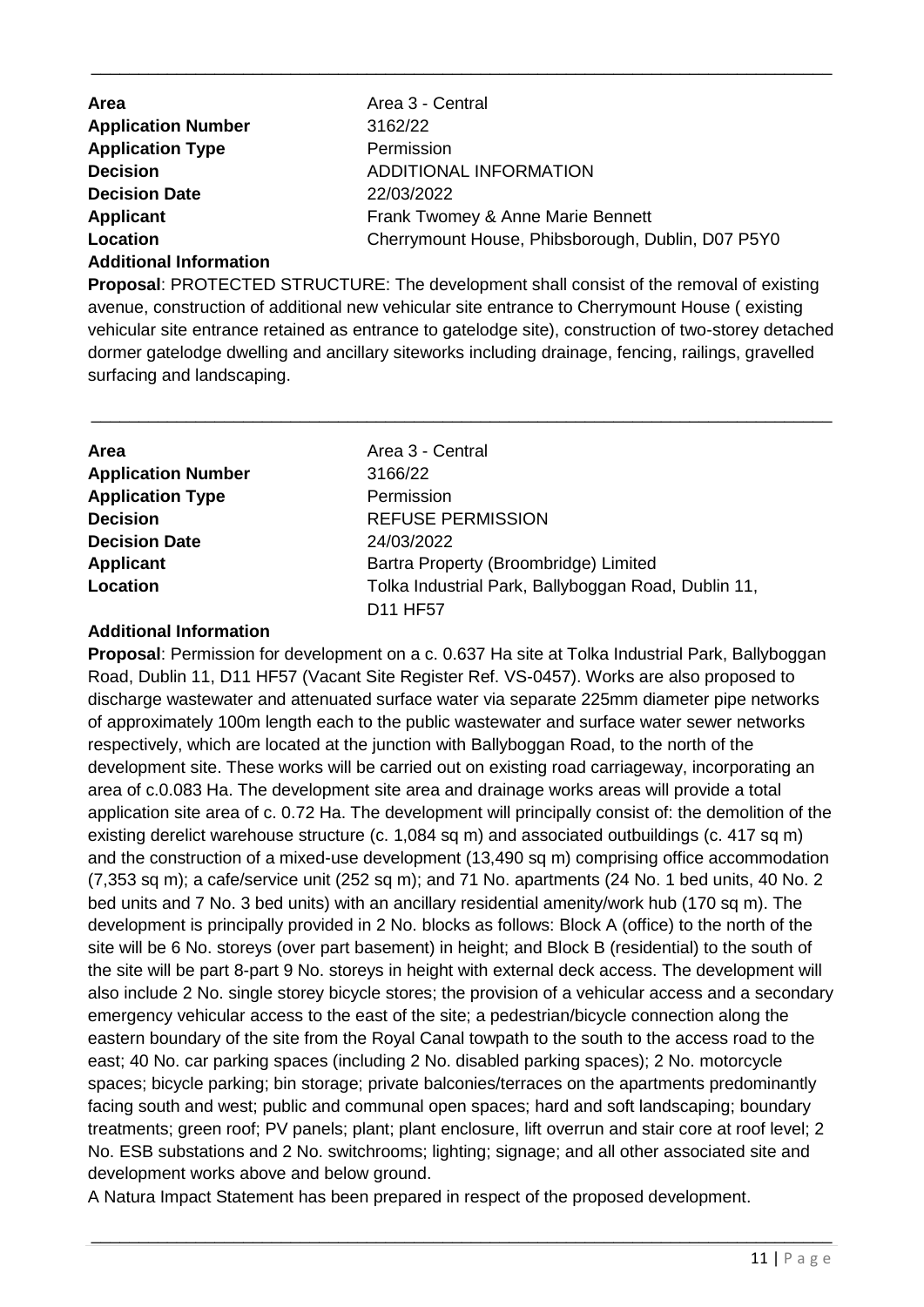---

| | |
|---|---|
| **Area** | Area 3 - Central |
| **Application Number** | 3162/22 |
| **Application Type** | Permission |
| **Decision** | ADDITIONAL INFORMATION |
| **Decision Date** | 22/03/2022 |
| **Applicant** | Frank Twomey & Anne Marie Bennett |
| **Location** | Cherrymount House, Phibsborough, Dublin, D07 P5Y0 |

**Additional Information**

**Proposal**: PROTECTED STRUCTURE: The development shall consist of the removal of existing avenue, construction of additional new vehicular site entrance to Cherrymount House ( existing vehicular site entrance retained as entrance to gatelodge site), construction of two-storey detached dormer gatelodge dwelling and ancillary siteworks including drainage, fencing, railings, gravelled surfacing and landscaping.

---

| | |
|---|---|
| **Area** | Area 3 - Central |
| **Application Number** | 3166/22 |
| **Application Type** | Permission |
| **Decision** | REFUSE PERMISSION |
| **Decision Date** | 24/03/2022 |
| **Applicant** | Bartra Property (Broombridge) Limited |
| **Location** | Tolka Industrial Park, Ballyboggan Road, Dublin 11, D11 HF57 |

**Additional Information**

**Proposal**: Permission for development on a c. 0.637 Ha site at Tolka Industrial Park, Ballyboggan Road, Dublin 11, D11 HF57 (Vacant Site Register Ref. VS-0457). Works are also proposed to discharge wastewater and attenuated surface water via separate 225mm diameter pipe networks of approximately 100m length each to the public wastewater and surface water sewer networks respectively, which are located at the junction with Ballyboggan Road, to the north of the development site. These works will be carried out on existing road carriageway, incorporating an area of c.0.083 Ha. The development site area and drainage works areas will provide a total application site area of c. 0.72 Ha. The development will principally consist of: the demolition of the existing derelict warehouse structure (c. 1,084 sq m) and associated outbuildings (c. 417 sq m) and the construction of a mixed-use development (13,490 sq m) comprising office accommodation (7,353 sq m); a cafe/service unit (252 sq m); and 71 No. apartments (24 No. 1 bed units, 40 No. 2 bed units and 7 No. 3 bed units) with an ancillary residential amenity/work hub (170 sq m). The development is principally provided in 2 No. blocks as follows: Block A (office) to the north of the site will be 6 No. storeys (over part basement) in height; and Block B (residential) to the south of the site will be part 8-part 9 No. storeys in height with external deck access. The development will also include 2 No. single storey bicycle stores; the provision of a vehicular access and a secondary emergency vehicular access to the east of the site; a pedestrian/bicycle connection along the eastern boundary of the site from the Royal Canal towpath to the south to the access road to the east; 40 No. car parking spaces (including 2 No. disabled parking spaces); 2 No. motorcycle spaces; bicycle parking; bin storage; private balconies/terraces on the apartments predominantly facing south and west; public and communal open spaces; hard and soft landscaping; boundary treatments; green roof; PV panels; plant; plant enclosure, lift overrun and stair core at roof level; 2 No. ESB substations and 2 No. switchrooms; lighting; signage; and all other associated site and development works above and below ground.

A Natura Impact Statement has been prepared in respect of the proposed development.

---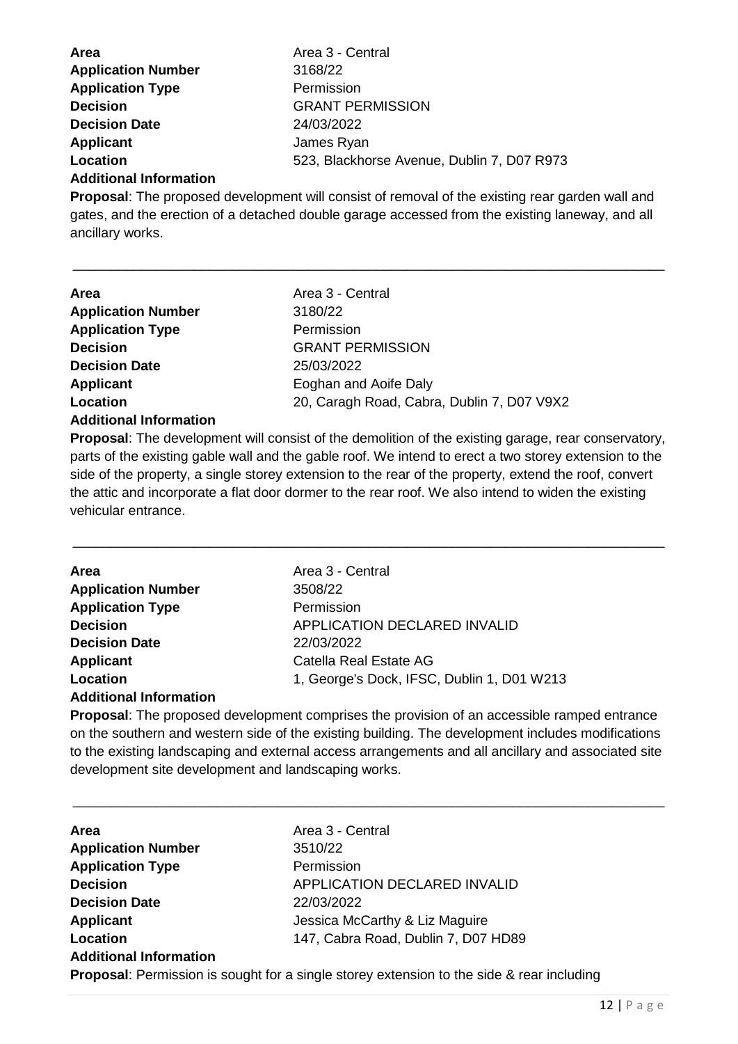**Area** Area 3 - Central
**Application Number** 3168/22
**Application Type** Permission
**Decision** GRANT PERMISSION
**Decision Date** 24/03/2022
**Applicant** James Ryan
**Location** 523, Blackhorse Avenue, Dublin 7, D07 R973
**Additional Information**
**Proposal**: The proposed development will consist of removal of the existing rear garden wall and gates, and the erection of a detached double garage accessed from the existing laneway, and all ancillary works.

---

**Area** Area 3 - Central
**Application Number** 3180/22
**Application Type** Permission
**Decision** GRANT PERMISSION
**Decision Date** 25/03/2022
**Applicant** Eoghan and Aoife Daly
**Location** 20, Caragh Road, Cabra, Dublin 7, D07 V9X2
**Additional Information**
**Proposal**: The development will consist of the demolition of the existing garage, rear conservatory, parts of the existing gable wall and the gable roof. We intend to erect a two storey extension to the side of the property, a single storey extension to the rear of the property, extend the roof, convert the attic and incorporate a flat door dormer to the rear roof. We also intend to widen the existing vehicular entrance.

---

**Area** Area 3 - Central
**Application Number** 3508/22
**Application Type** Permission
**Decision** APPLICATION DECLARED INVALID
**Decision Date** 22/03/2022
**Applicant** Catella Real Estate AG
**Location** 1, George's Dock, IFSC, Dublin 1, D01 W213
**Additional Information**
**Proposal**: The proposed development comprises the provision of an accessible ramped entrance on the southern and western side of the existing building. The development includes modifications to the existing landscaping and external access arrangements and all ancillary and associated site development site development and landscaping works.

---

**Area** Area 3 - Central
**Application Number** 3510/22
**Application Type** Permission
**Decision** APPLICATION DECLARED INVALID
**Decision Date** 22/03/2022
**Applicant** Jessica McCarthy & Liz Maguire
**Location** 147, Cabra Road, Dublin 7, D07 HD89
**Additional Information**
**Proposal**: Permission is sought for a single storey extension to the side & rear including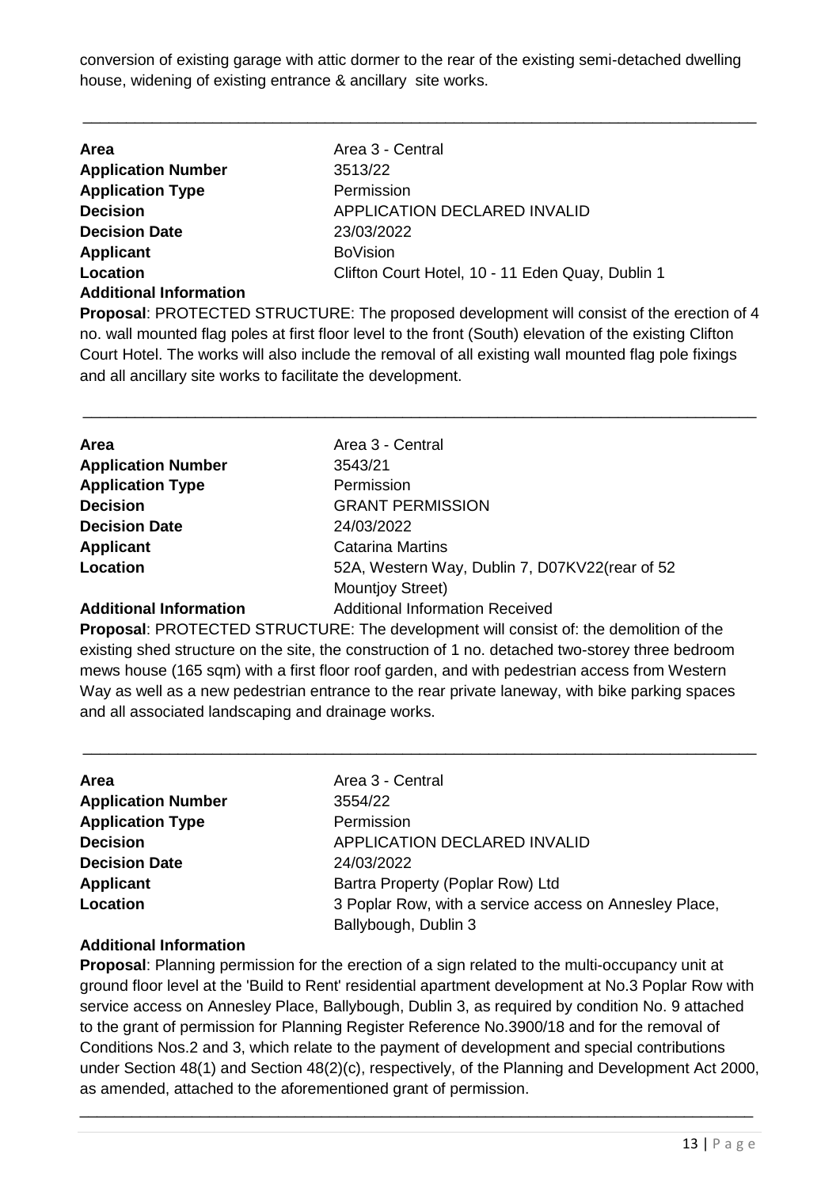conversion of existing garage with attic dormer to the rear of the existing semi-detached dwelling house, widening of existing entrance & ancillary site works.

---

| | |
|---|---|
| **Area** | Area 3 - Central |
| **Application Number** | 3513/22 |
| **Application Type** | Permission |
| **Decision** | APPLICATION DECLARED INVALID |
| **Decision Date** | 23/03/2022 |
| **Applicant** | BoVision |
| **Location** | Clifton Court Hotel, 10 - 11 Eden Quay, Dublin 1 |
| **Additional Information** | |

**Proposal**: PROTECTED STRUCTURE: The proposed development will consist of the erection of 4 no. wall mounted flag poles at first floor level to the front (South) elevation of the existing Clifton Court Hotel. The works will also include the removal of all existing wall mounted flag pole fixings and all ancillary site works to facilitate the development.

---

| | |
|---|---|
| **Area** | Area 3 - Central |
| **Application Number** | 3543/21 |
| **Application Type** | Permission |
| **Decision** | GRANT PERMISSION |
| **Decision Date** | 24/03/2022 |
| **Applicant** | Catarina Martins |
| **Location** | 52A, Western Way, Dublin 7, D07KV22(rear of 52 Mountjoy Street) |
| **Additional Information** | Additional Information Received |

**Proposal**: PROTECTED STRUCTURE: The development will consist of: the demolition of the existing shed structure on the site, the construction of 1 no. detached two-storey three bedroom mews house (165 sqm) with a first floor roof garden, and with pedestrian access from Western Way as well as a new pedestrian entrance to the rear private laneway, with bike parking spaces and all associated landscaping and drainage works.

---

| | |
|---|---|
| **Area** | Area 3 - Central |
| **Application Number** | 3554/22 |
| **Application Type** | Permission |
| **Decision** | APPLICATION DECLARED INVALID |
| **Decision Date** | 24/03/2022 |
| **Applicant** | Bartra Property (Poplar Row) Ltd |
| **Location** | 3 Poplar Row, with a service access on Annesley Place, Ballybough, Dublin 3 |
| **Additional Information** | |

**Proposal**: Planning permission for the erection of a sign related to the multi-occupancy unit at ground floor level at the 'Build to Rent' residential apartment development at No.3 Poplar Row with service access on Annesley Place, Ballybough, Dublin 3, as required by condition No. 9 attached to the grant of permission for Planning Register Reference No.3900/18 and for the removal of Conditions Nos.2 and 3, which relate to the payment of development and special contributions under Section 48(1) and Section 48(2)(c), respectively, of the Planning and Development Act 2000, as amended, attached to the aforementioned grant of permission.

---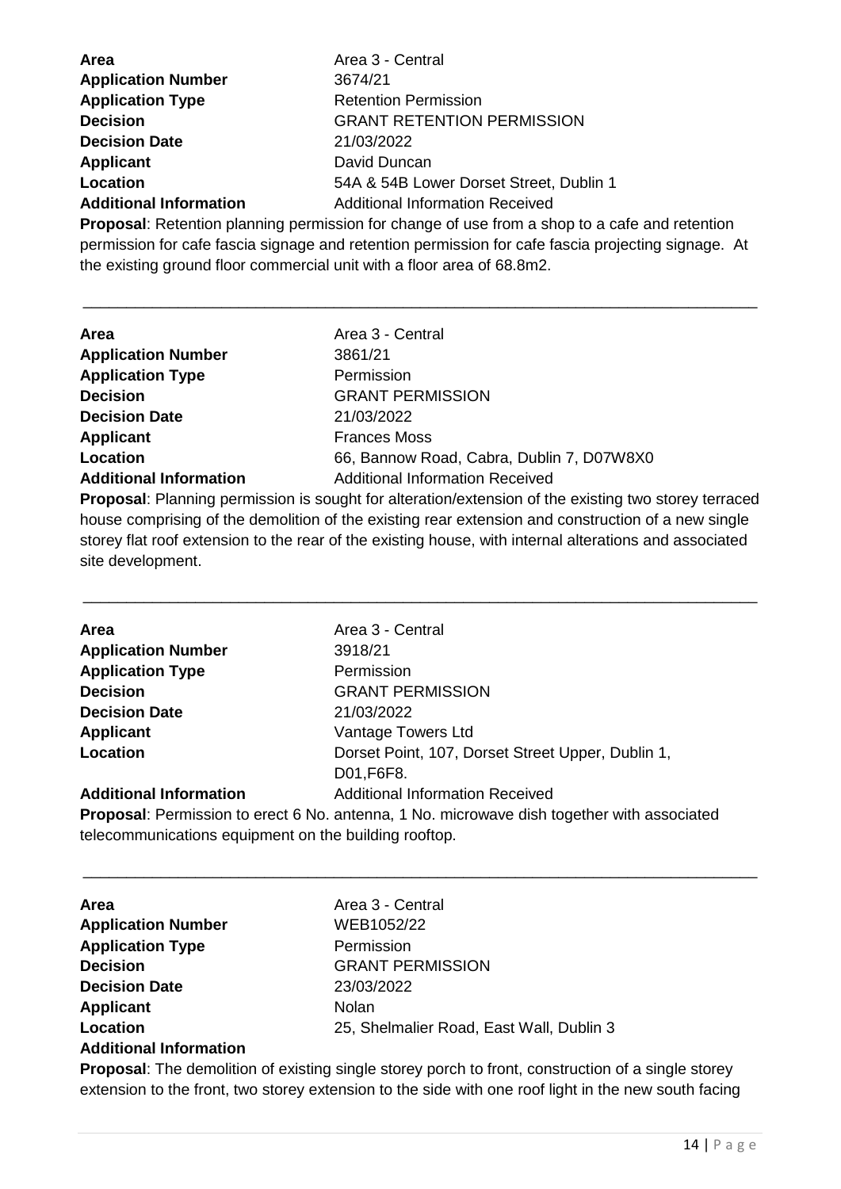**Area** Area 3 - Central
**Application Number** 3674/21
**Application Type** Retention Permission
**Decision** GRANT RETENTION PERMISSION
**Decision Date** 21/03/2022
**Applicant** David Duncan
**Location** 54A & 54B Lower Dorset Street, Dublin 1
**Additional Information** Additional Information Received

**Proposal**: Retention planning permission for change of use from a shop to a cafe and retention permission for cafe fascia signage and retention permission for cafe fascia projecting signage. At the existing ground floor commercial unit with a floor area of 68.8m2.

---

**Area** Area 3 - Central
**Application Number** 3861/21
**Application Type** Permission
**Decision** GRANT PERMISSION
**Decision Date** 21/03/2022
**Applicant** Frances Moss
**Location** 66, Bannow Road, Cabra, Dublin 7, D07W8X0
**Additional Information** Additional Information Received

**Proposal**: Planning permission is sought for alteration/extension of the existing two storey terraced house comprising of the demolition of the existing rear extension and construction of a new single storey flat roof extension to the rear of the existing house, with internal alterations and associated site development.

---

**Area** Area 3 - Central
**Application Number** 3918/21
**Application Type** Permission
**Decision** GRANT PERMISSION
**Decision Date** 21/03/2022
**Applicant** Vantage Towers Ltd
**Location** Dorset Point, 107, Dorset Street Upper, Dublin 1, D01,F6F8.
**Additional Information** Additional Information Received

**Proposal**: Permission to erect 6 No. antenna, 1 No. microwave dish together with associated telecommunications equipment on the building rooftop.

---

**Area** Area 3 - Central
**Application Number** WEB1052/22
**Application Type** Permission
**Decision** GRANT PERMISSION
**Decision Date** 23/03/2022
**Applicant** Nolan
**Location** 25, Shelmalier Road, East Wall, Dublin 3
**Additional Information**

**Proposal**: The demolition of existing single storey porch to front, construction of a single storey extension to the front, two storey extension to the side with one roof light in the new south facing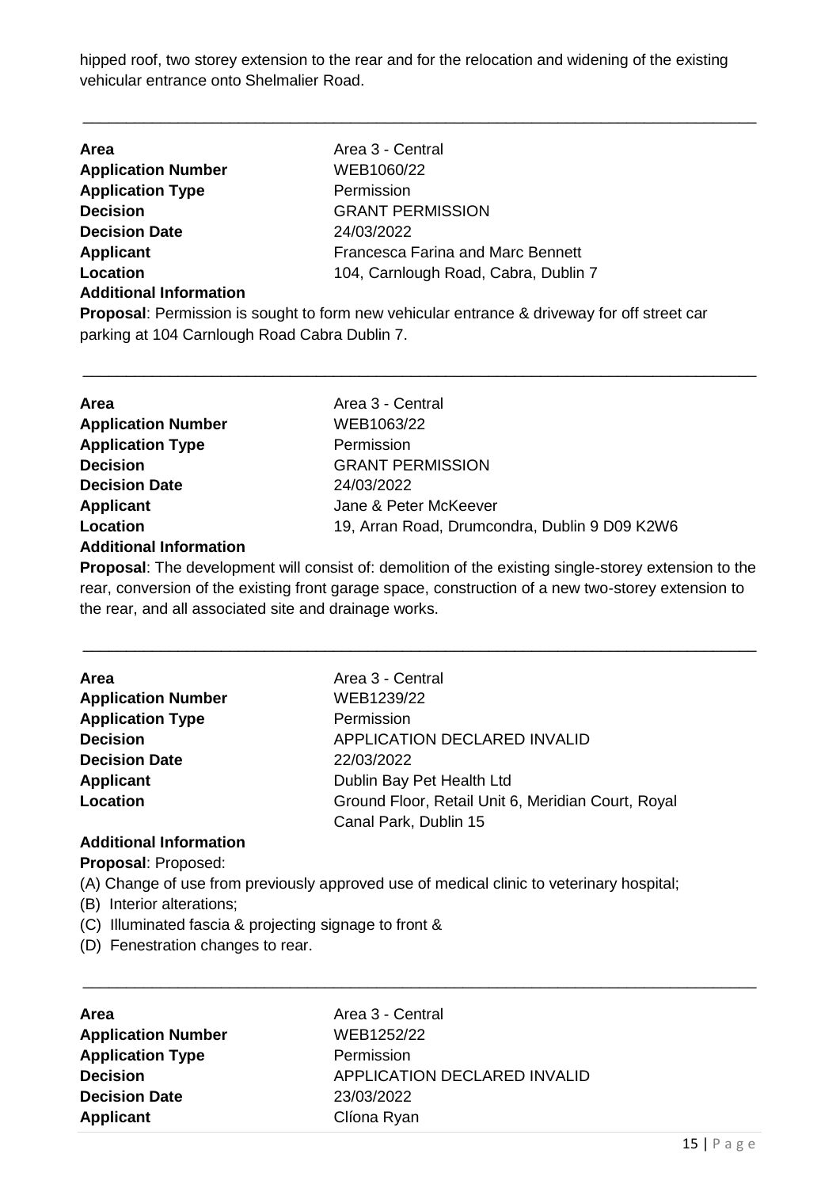hipped roof, two storey extension to the rear and for the relocation and widening of the existing vehicular entrance onto Shelmalier Road.

---

| | |
|---|---|
| **Area** | Area 3 - Central |
| **Application Number** | WEB1060/22 |
| **Application Type** | Permission |
| **Decision** | GRANT PERMISSION |
| **Decision Date** | 24/03/2022 |
| **Applicant** | Francesca Farina and Marc Bennett |
| **Location** | 104, Carnlough Road, Cabra, Dublin 7 |

**Additional Information**

**Proposal**: Permission is sought to form new vehicular entrance & driveway for off street car parking at 104 Carnlough Road Cabra Dublin 7.

---

| | |
|---|---|
| **Area** | Area 3 - Central |
| **Application Number** | WEB1063/22 |
| **Application Type** | Permission |
| **Decision** | GRANT PERMISSION |
| **Decision Date** | 24/03/2022 |
| **Applicant** | Jane & Peter McKeever |
| **Location** | 19, Arran Road, Drumcondra, Dublin 9 D09 K2W6 |

**Additional Information**

**Proposal**: The development will consist of: demolition of the existing single-storey extension to the rear, conversion of the existing front garage space, construction of a new two-storey extension to the rear, and all associated site and drainage works.

---

| | |
|---|---|
| **Area** | Area 3 - Central |
| **Application Number** | WEB1239/22 |
| **Application Type** | Permission |
| **Decision** | APPLICATION DECLARED INVALID |
| **Decision Date** | 22/03/2022 |
| **Applicant** | Dublin Bay Pet Health Ltd |
| **Location** | Ground Floor, Retail Unit 6, Meridian Court, Royal Canal Park, Dublin 15 |

**Additional Information**

**Proposal**: Proposed:

(A) Change of use from previously approved use of medical clinic to veterinary hospital;

(B) Interior alterations;

(C) Illuminated fascia & projecting signage to front &

(D) Fenestration changes to rear.

---

| | |
|---|---|
| **Area** | Area 3 - Central |
| **Application Number** | WEB1252/22 |
| **Application Type** | Permission |
| **Decision** | APPLICATION DECLARED INVALID |
| **Decision Date** | 23/03/2022 |
| **Applicant** | Clíona Ryan |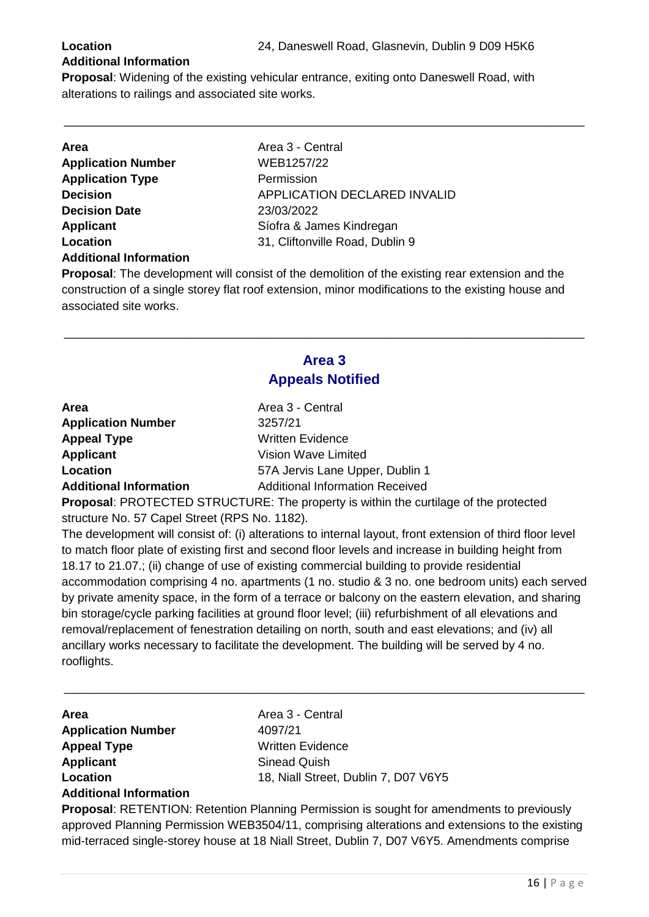**Location** 24, Daneswell Road, Glasnevin, Dublin 9 D09 H5K6

**Additional Information**

**Proposal**: Widening of the existing vehicular entrance, exiting onto Daneswell Road, with alterations to railings and associated site works.

---

| | |
|---|---|
| **Area** | Area 3 - Central |
| **Application Number** | WEB1257/22 |
| **Application Type** | Permission |
| **Decision** | APPLICATION DECLARED INVALID |
| **Decision Date** | 23/03/2022 |
| **Applicant** | Síofra & James Kindregan |
| **Location** | 31, Cliftonville Road, Dublin 9 |
| **Additional Information** | |

**Proposal**: The development will consist of the demolition of the existing rear extension and the construction of a single storey flat roof extension, minor modifications to the existing house and associated site works.

---

## Area 3
## Appeals Notified

| | |
|---|---|
| **Area** | Area 3 - Central |
| **Application Number** | 3257/21 |
| **Appeal Type** | Written Evidence |
| **Applicant** | Vision Wave Limited |
| **Location** | 57A Jervis Lane Upper, Dublin 1 |
| **Additional Information** | Additional Information Received |

**Proposal**: PROTECTED STRUCTURE: The property is within the curtilage of the protected structure No. 57 Capel Street (RPS No. 1182).

The development will consist of: (i) alterations to internal layout, front extension of third floor level to match floor plate of existing first and second floor levels and increase in building height from 18.17 to 21.07.; (ii) change of use of existing commercial building to provide residential accommodation comprising 4 no. apartments (1 no. studio & 3 no. one bedroom units) each served by private amenity space, in the form of a terrace or balcony on the eastern elevation, and sharing bin storage/cycle parking facilities at ground floor level; (iii) refurbishment of all elevations and removal/replacement of fenestration detailing on north, south and east elevations; and (iv) all ancillary works necessary to facilitate the development. The building will be served by 4 no. rooflights.

---

| | |
|---|---|
| **Area** | Area 3 - Central |
| **Application Number** | 4097/21 |
| **Appeal Type** | Written Evidence |
| **Applicant** | Sinead Quish |
| **Location** | 18, Niall Street, Dublin 7, D07 V6Y5 |
| **Additional Information** | |

**Proposal**: RETENTION: Retention Planning Permission is sought for amendments to previously approved Planning Permission WEB3504/11, comprising alterations and extensions to the existing mid-terraced single-storey house at 18 Niall Street, Dublin 7, D07 V6Y5. Amendments comprise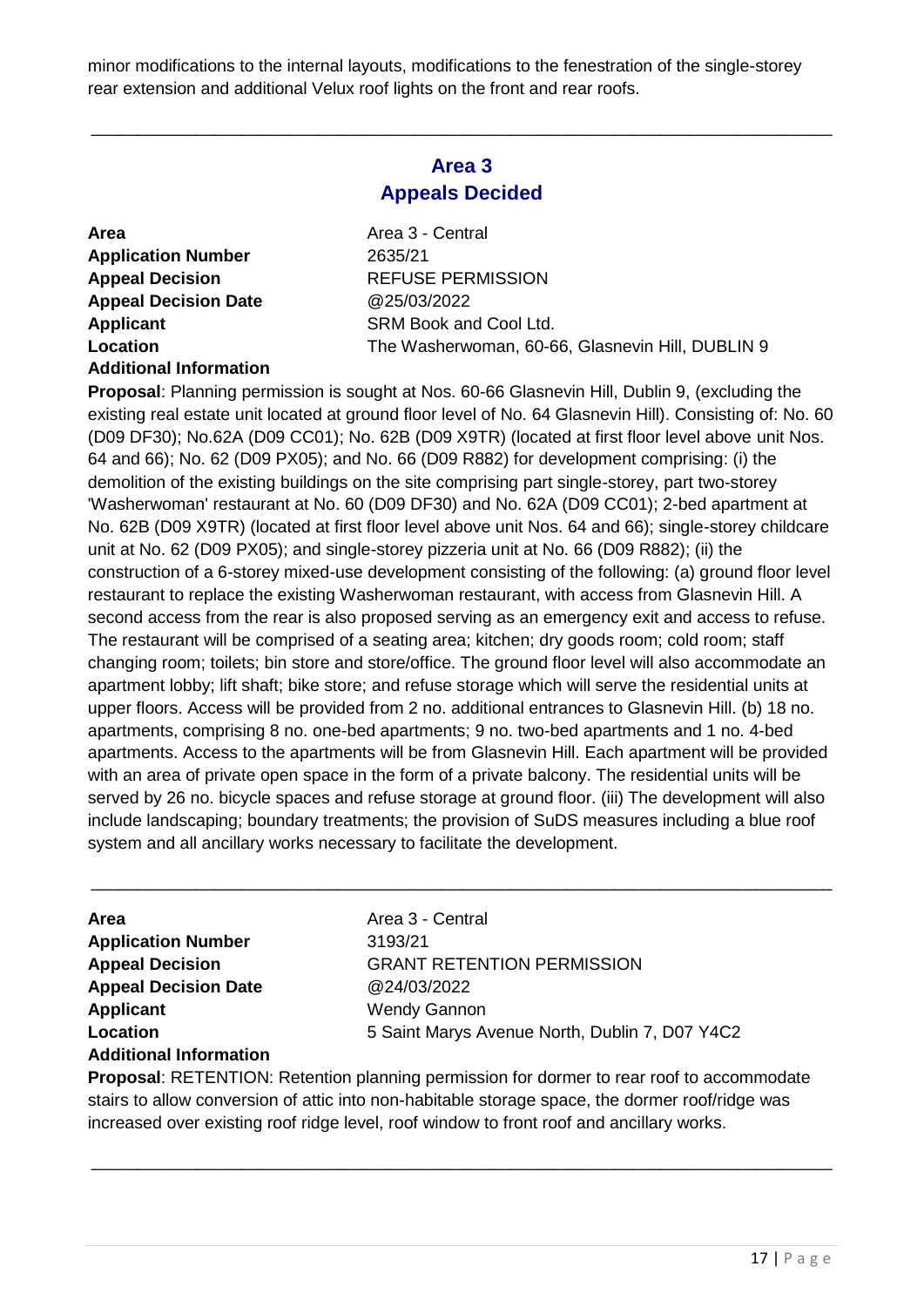minor modifications to the internal layouts, modifications to the fenestration of the single-storey rear extension and additional Velux roof lights on the front and rear roofs.

---

## Area 3
## Appeals Decided

| | |
|---|---|
| **Area** | Area 3 - Central |
| **Application Number** | 2635/21 |
| **Appeal Decision** | REFUSE PERMISSION |
| **Appeal Decision Date** | @25/03/2022 |
| **Applicant** | SRM Book and Cool Ltd. |
| **Location** | The Washerwoman, 60-66, Glasnevin Hill, DUBLIN 9 |

**Additional Information**

**Proposal**: Planning permission is sought at Nos. 60-66 Glasnevin Hill, Dublin 9, (excluding the existing real estate unit located at ground floor level of No. 64 Glasnevin Hill). Consisting of: No. 60 (D09 DF30); No.62A (D09 CC01); No. 62B (D09 X9TR) (located at first floor level above unit Nos. 64 and 66); No. 62 (D09 PX05); and No. 66 (D09 R882) for development comprising: (i) the demolition of the existing buildings on the site comprising part single-storey, part two-storey 'Washerwoman' restaurant at No. 60 (D09 DF30) and No. 62A (D09 CC01); 2-bed apartment at No. 62B (D09 X9TR) (located at first floor level above unit Nos. 64 and 66); single-storey childcare unit at No. 62 (D09 PX05); and single-storey pizzeria unit at No. 66 (D09 R882); (ii) the construction of a 6-storey mixed-use development consisting of the following: (a) ground floor level restaurant to replace the existing Washerwoman restaurant, with access from Glasnevin Hill. A second access from the rear is also proposed serving as an emergency exit and access to refuse. The restaurant will be comprised of a seating area; kitchen; dry goods room; cold room; staff changing room; toilets; bin store and store/office. The ground floor level will also accommodate an apartment lobby; lift shaft; bike store; and refuse storage which will serve the residential units at upper floors. Access will be provided from 2 no. additional entrances to Glasnevin Hill. (b) 18 no. apartments, comprising 8 no. one-bed apartments; 9 no. two-bed apartments and 1 no. 4-bed apartments. Access to the apartments will be from Glasnevin Hill. Each apartment will be provided with an area of private open space in the form of a private balcony. The residential units will be served by 26 no. bicycle spaces and refuse storage at ground floor. (iii) The development will also include landscaping; boundary treatments; the provision of SuDS measures including a blue roof system and all ancillary works necessary to facilitate the development.

---

| | |
|---|---|
| **Area** | Area 3 - Central |
| **Application Number** | 3193/21 |
| **Appeal Decision** | GRANT RETENTION PERMISSION |
| **Appeal Decision Date** | @24/03/2022 |
| **Applicant** | Wendy Gannon |
| **Location** | 5 Saint Marys Avenue North, Dublin 7, D07 Y4C2 |

**Additional Information**

**Proposal**: RETENTION: Retention planning permission for dormer to rear roof to accommodate stairs to allow conversion of attic into non-habitable storage space, the dormer roof/ridge was increased over existing roof ridge level, roof window to front roof and ancillary works.

---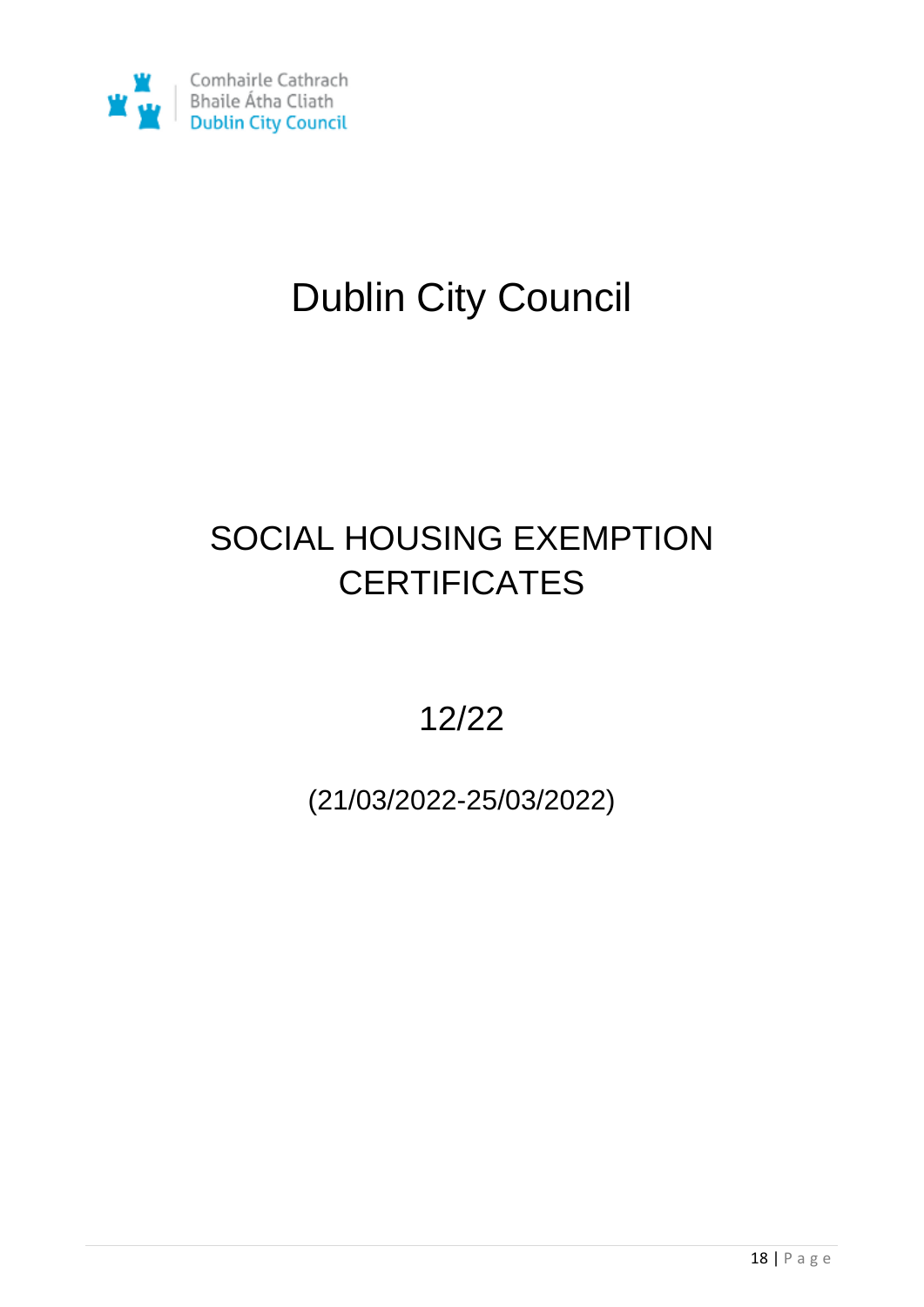Comhairle Cathrach
Bhaile Átha Cliath
Dublin City Council

# Dublin City Council

## SOCIAL HOUSING EXEMPTION CERTIFICATES

## 12/22

(21/03/2022-25/03/2022)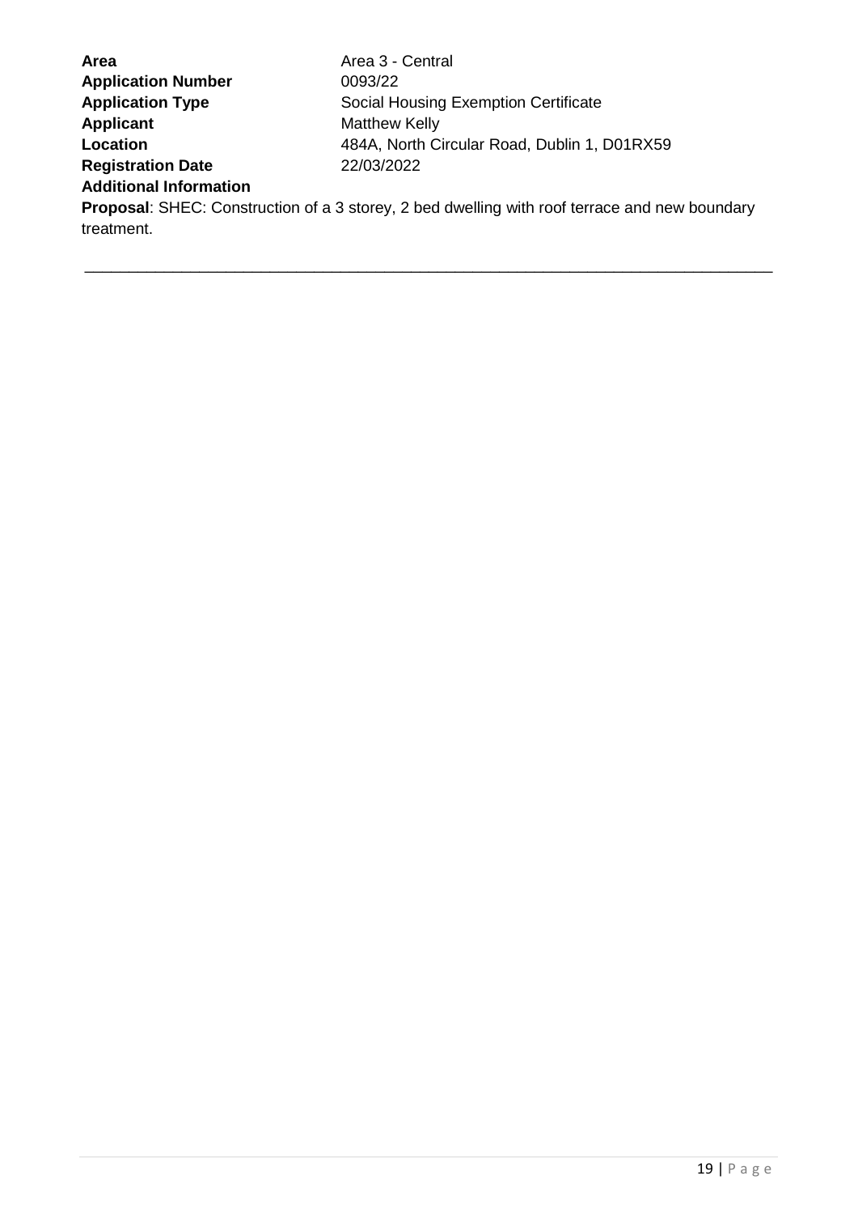**Area** Area 3 - Central
**Application Number** 0093/22
**Application Type** Social Housing Exemption Certificate
**Applicant** Matthew Kelly
**Location** 484A, North Circular Road, Dublin 1, D01RX59
**Registration Date** 22/03/2022
**Additional Information**
**Proposal**: SHEC: Construction of a 3 storey, 2 bed dwelling with roof terrace and new boundary treatment.

---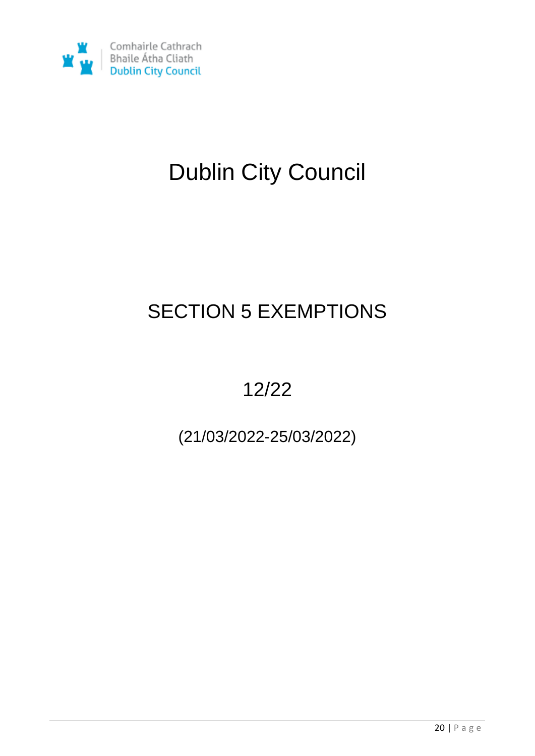Comhairle Cathrach Bhaile Átha Cliath
Dublin City Council

# Dublin City Council

## SECTION 5 EXEMPTIONS

## 12/22

(21/03/2022-25/03/2022)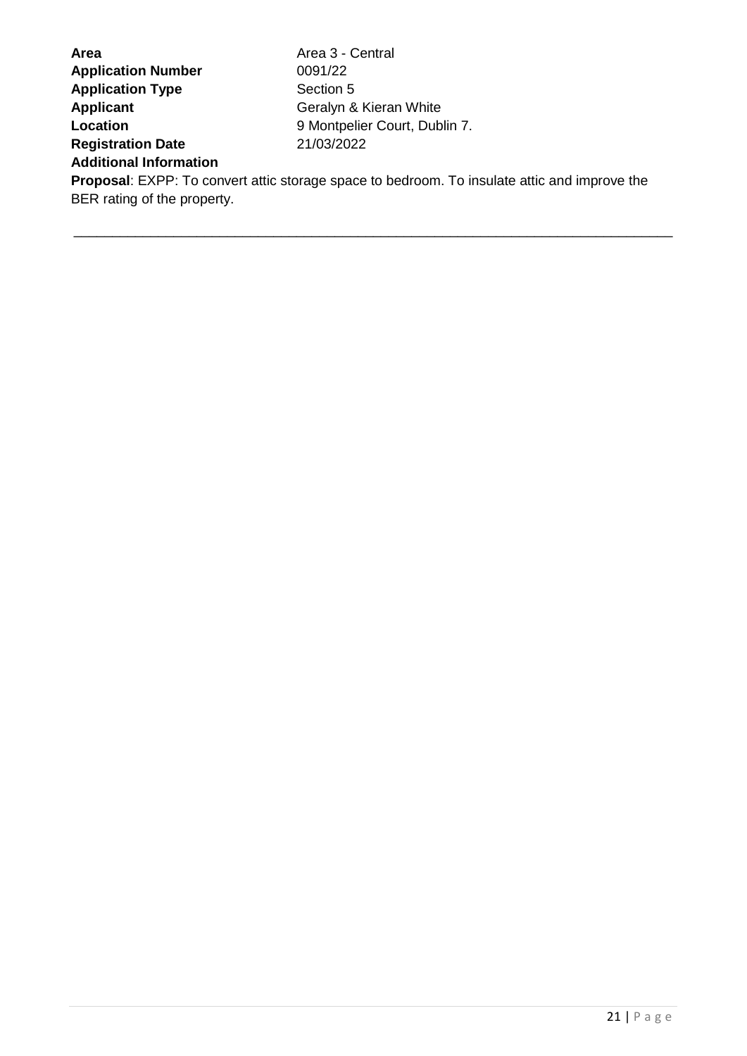**Area** Area 3 - Central
**Application Number** 0091/22
**Application Type** Section 5
**Applicant** Geralyn & Kieran White
**Location** 9 Montpelier Court, Dublin 7.
**Registration Date** 21/03/2022
**Additional Information**
**Proposal**: EXPP: To convert attic storage space to bedroom. To insulate attic and improve the BER rating of the property.

---